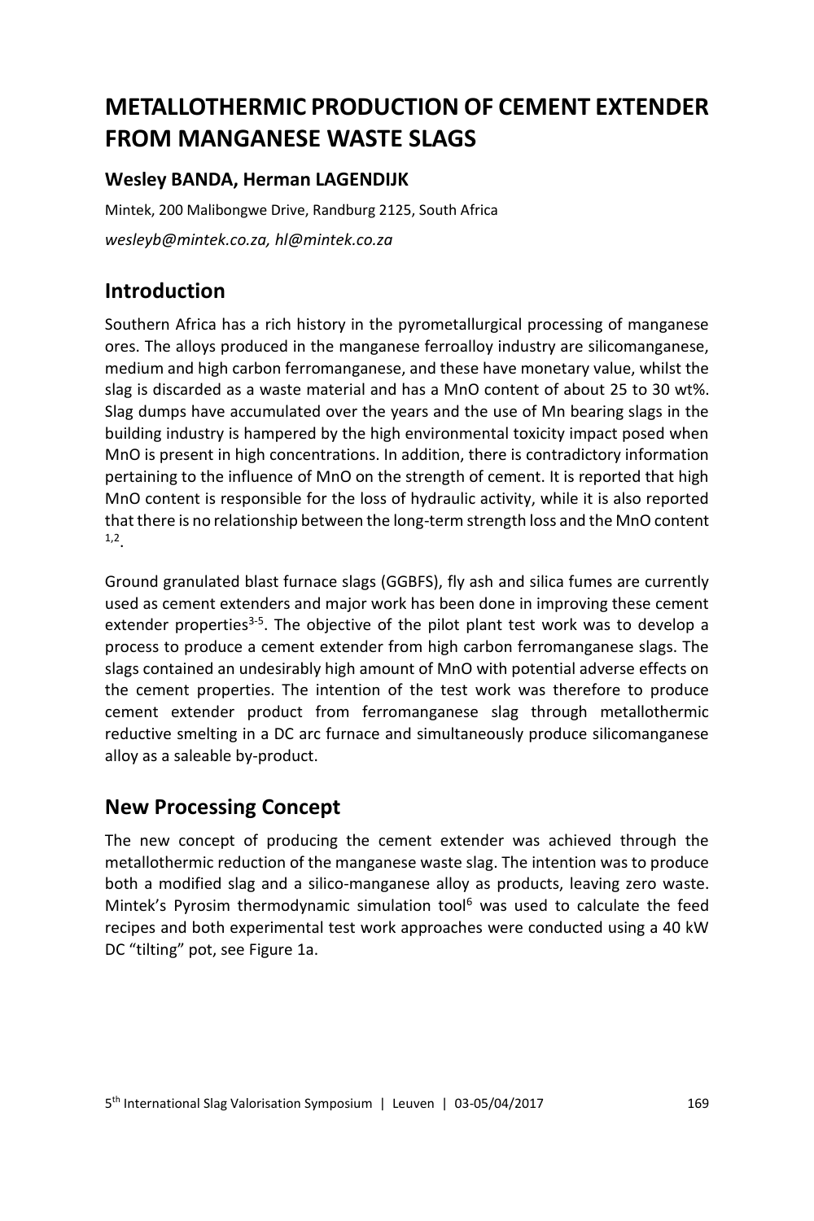# METALLOTHERMIC PRODUCTION OF CEMENT EXTENDER FROM MANGANESE WASTE SLAGS

**Wesley BANDA, Herman LAGENDIJK**

Mintek, 200 Malibongwe Drive, Randburg 2125, South Africa

*wesleyb@mintek.co.za, hl@mintek.co.za*

## Introduction

Southern Africa has a rich history in the pyrometallurgical processing of manganese ores. The alloys produced in the manganese ferroalloy industry are silicomanganese, medium and high carbon ferromanganese, and these have monetary value, whilst the slag is discarded as a waste material and has a MnO content of about 25 to 30 wt%. Slag dumps have accumulated over the years and the use of Mn bearing slags in the building industry is hampered by the high environmental toxicity impact posed when MnO is present in high concentrations. In addition, there is contradictory information pertaining to the influence of MnO on the strength of cement. It is reported that high MnO content is responsible for the loss of hydraulic activity, while it is also reported that there is no relationship between the long-term strength loss and the MnO content [1,2].

Ground granulated blast furnace slags (GGBFS), fly ash and silica fumes are currently used as cement extenders and major work has been done in improving these cement extender properties[3-5]. The objective of the pilot plant test work was to develop a process to produce a cement extender from high carbon ferromanganese slags. The slags contained an undesirably high amount of MnO with potential adverse effects on the cement properties. The intention of the test work was therefore to produce cement extender product from ferromanganese slag through metallothermic reductive smelting in a DC arc furnace and simultaneously produce silicomanganese alloy as a saleable by-product.

## New Processing Concept

The new concept of producing the cement extender was achieved through the metallothermic reduction of the manganese waste slag. The intention was to produce both a modified slag and a silico-manganese alloy as products, leaving zero waste. Mintek's Pyrosim thermodynamic simulation tool[6] was used to calculate the feed recipes and both experimental test work approaches were conducted using a 40 kW DC "tilting" pot, see Figure 1a.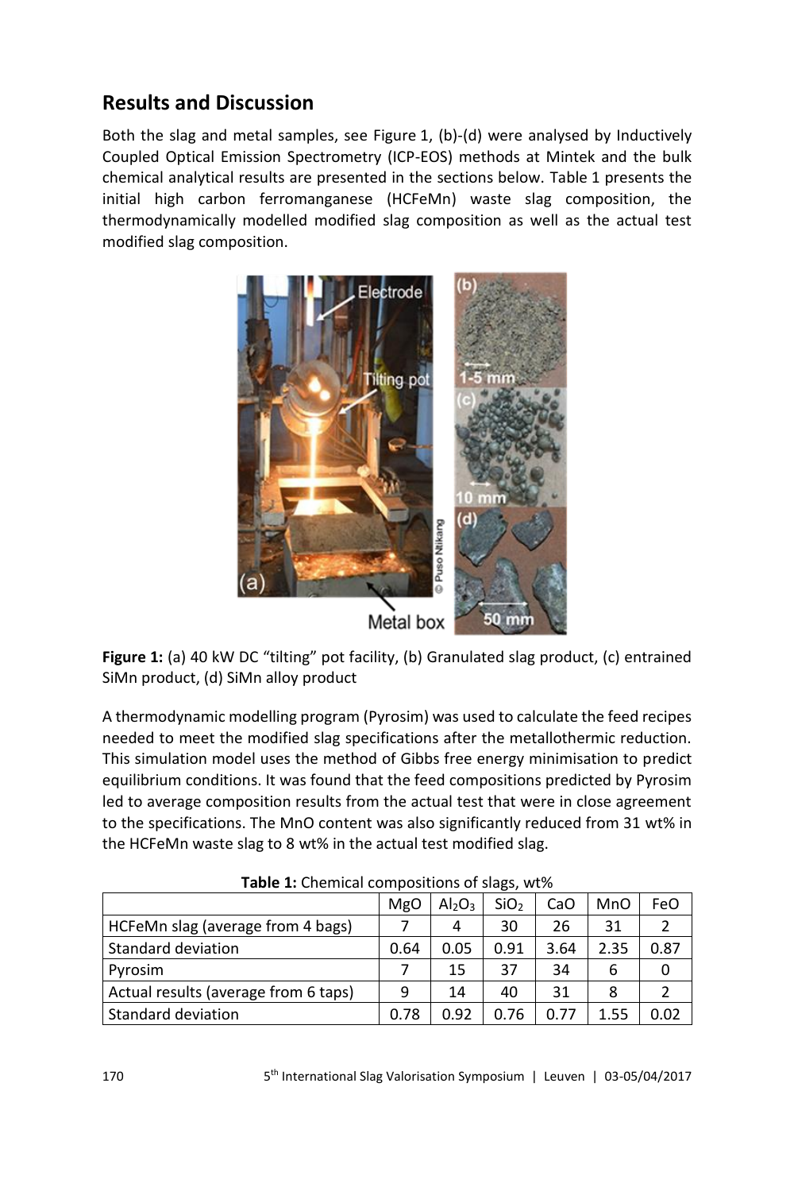## Results and Discussion

Both the slag and metal samples, see Figure 1, (b)-(d) were analysed by Inductively Coupled Optical Emission Spectrometry (ICP-EOS) methods at Mintek and the bulk chemical analytical results are presented in the sections below. Table 1 presents the initial high carbon ferromanganese (HCFeMn) waste slag composition, the thermodynamically modelled modified slag composition as well as the actual test modified slag composition.

**Figure 1:** (a) 40 kW DC "tilting" pot facility, (b) Granulated slag product, (c) entrained SiMn product, (d) SiMn alloy product

A thermodynamic modelling program (Pyrosim) was used to calculate the feed recipes needed to meet the modified slag specifications after the metallothermic reduction. This simulation model uses the method of Gibbs free energy minimisation to predict equilibrium conditions. It was found that the feed compositions predicted by Pyrosim led to average composition results from the actual test that were in close agreement to the specifications. The MnO content was also significantly reduced from 31 wt% in the HCFeMn waste slag to 8 wt% in the actual test modified slag.

**Table 1:** Chemical compositions of slags, wt%

| | MgO | $Al_2O_3$ | $SiO_2$ | CaO | MnO | FeO |
|---|---|---|---|---|---|---|
| HCFeMn slag (average from 4 bags) | 7 | 4 | 30 | 26 | 31 | 2 |
| Standard deviation | 0.64 | 0.05 | 0.91 | 3.64 | 2.35 | 0.87 |
| Pyrosim | 7 | 15 | 37 | 34 | 6 | 0 |
| Actual results (average from 6 taps) | 9 | 14 | 40 | 31 | 8 | 2 |
| Standard deviation | 0.78 | 0.92 | 0.76 | 0.77 | 1.55 | 0.02 |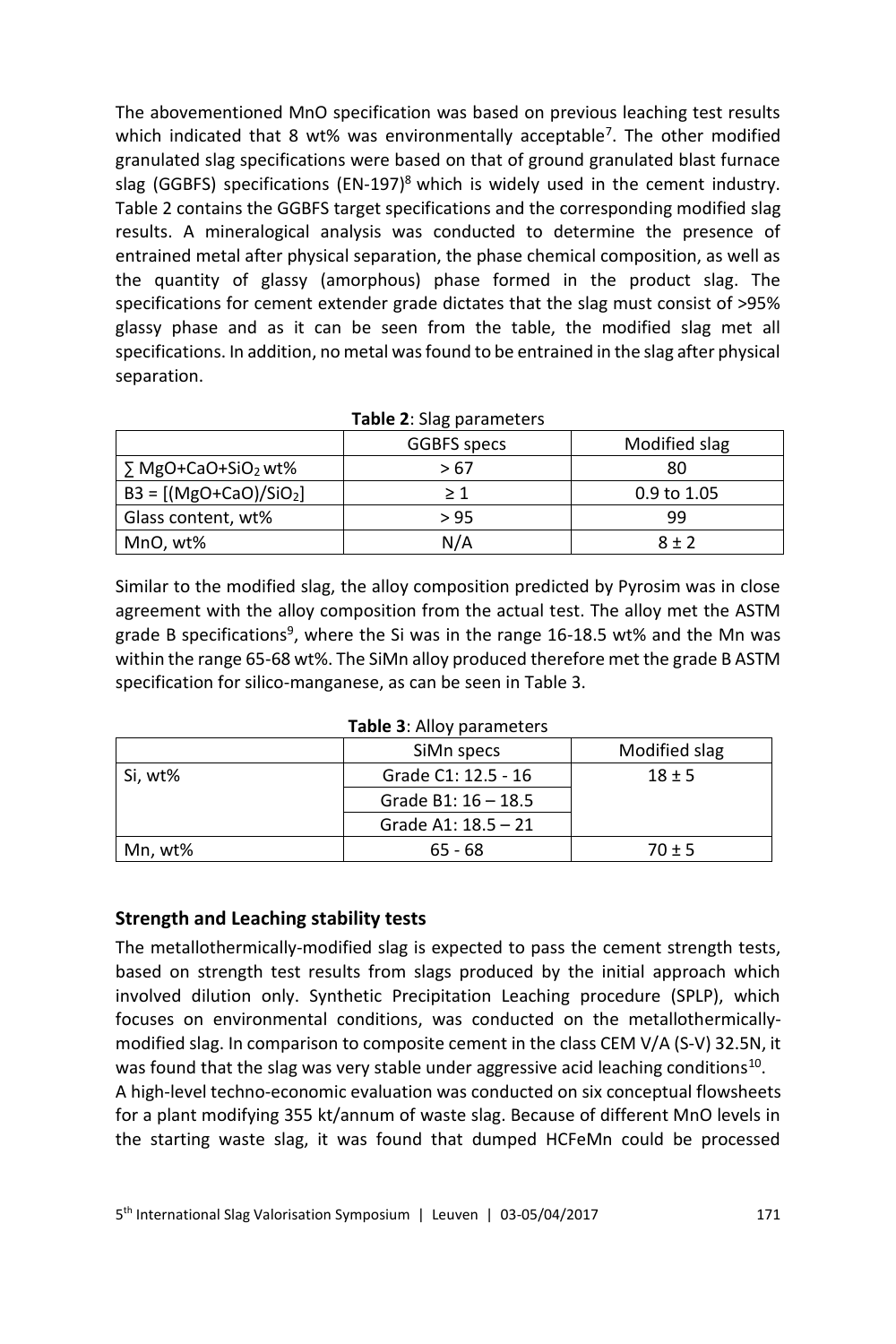The abovementioned MnO specification was based on previous leaching test results which indicated that 8 wt% was environmentally acceptable[7]. The other modified granulated slag specifications were based on that of ground granulated blast furnace slag (GGBFS) specifications (EN-197)[8] which is widely used in the cement industry. Table 2 contains the GGBFS target specifications and the corresponding modified slag results. A mineralogical analysis was conducted to determine the presence of entrained metal after physical separation, the phase chemical composition, as well as the quantity of glassy (amorphous) phase formed in the product slag. The specifications for cement extender grade dictates that the slag must consist of >95% glassy phase and as it can be seen from the table, the modified slag met all specifications. In addition, no metal was found to be entrained in the slag after physical separation.

**Table 2**: Slag parameters

| | GGBFS specs | Modified slag |
|---|---|---|
| $\sum$ MgO+CaO+$SiO_2$ wt% | > 67 | 80 |
| B3 = [(MgO+CaO)/$SiO_2$] | ≥ 1 | 0.9 to 1.05 |
| Glass content, wt% | > 95 | 99 |
| MnO, wt% | N/A | 8 ± 2 |

Similar to the modified slag, the alloy composition predicted by Pyrosim was in close agreement with the alloy composition from the actual test. The alloy met the ASTM grade B specifications[9], where the Si was in the range 16-18.5 wt% and the Mn was within the range 65-68 wt%. The SiMn alloy produced therefore met the grade B ASTM specification for silico-manganese, as can be seen in Table 3.

**Table 3**: Alloy parameters

| | SiMn specs | Modified slag |
|---|---|---|
| Si, wt% | Grade C1: 12.5 - 16 | 18 ± 5 |
| | Grade B1: 16 – 18.5 | |
| | Grade A1: 18.5 – 21 | |
| Mn, wt% | 65 - 68 | 70 ± 5 |

## Strength and Leaching stability tests

The metallothermically-modified slag is expected to pass the cement strength tests, based on strength test results from slags produced by the initial approach which involved dilution only. Synthetic Precipitation Leaching procedure (SPLP), which focuses on environmental conditions, was conducted on the metallothermically-modified slag. In comparison to composite cement in the class CEM V/A (S-V) 32.5N, it was found that the slag was very stable under aggressive acid leaching conditions[10].

A high-level techno-economic evaluation was conducted on six conceptual flowsheets for a plant modifying 355 kt/annum of waste slag. Because of different MnO levels in the starting waste slag, it was found that dumped HCFeMn could be processed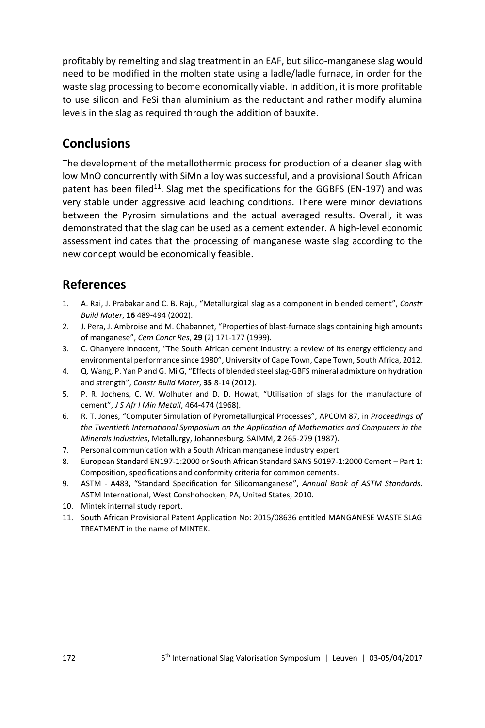profitably by remelting and slag treatment in an EAF, but silico-manganese slag would need to be modified in the molten state using a ladle/ladle furnace, in order for the waste slag processing to become economically viable. In addition, it is more profitable to use silicon and FeSi than aluminium as the reductant and rather modify alumina levels in the slag as required through the addition of bauxite.

## Conclusions

The development of the metallothermic process for production of a cleaner slag with low MnO concurrently with SiMn alloy was successful, and a provisional South African patent has been filed[11]. Slag met the specifications for the GGBFS (EN-197) and was very stable under aggressive acid leaching conditions. There were minor deviations between the Pyrosim simulations and the actual averaged results. Overall, it was demonstrated that the slag can be used as a cement extender. A high-level economic assessment indicates that the processing of manganese waste slag according to the new concept would be economically feasible.

## References

1. A. Rai, J. Prabakar and C. B. Raju, "Metallurgical slag as a component in blended cement", *Constr Build Mater*, **16** 489-494 (2002).
2. J. Pera, J. Ambroise and M. Chabannet, "Properties of blast-furnace slags containing high amounts of manganese", *Cem Concr Res*, **29** (2) 171-177 (1999).
3. C. Ohanyere Innocent, "The South African cement industry: a review of its energy efficiency and environmental performance since 1980", University of Cape Town, Cape Town, South Africa, 2012.
4. Q. Wang, P. Yan P and G. Mi G, "Effects of blended steel slag-GBFS mineral admixture on hydration and strength", *Constr Build Mater*, **35** 8-14 (2012).
5. P. R. Jochens, C. W. Wolhuter and D. D. Howat, "Utilisation of slags for the manufacture of cement", *J S Afr I Min Metall*, 464-474 (1968).
6. R. T. Jones, "Computer Simulation of Pyrometallurgical Processes", APCOM 87, in *Proceedings of the Twentieth International Symposium on the Application of Mathematics and Computers in the Minerals Industries*, Metallurgy, Johannesburg. SAIMM, **2** 265-279 (1987).
7. Personal communication with a South African manganese industry expert.
8. European Standard EN197-1:2000 or South African Standard SANS 50197-1:2000 Cement – Part 1: Composition, specifications and conformity criteria for common cements.
9. ASTM - A483, "Standard Specification for Silicomanganese", *Annual Book of ASTM Standards*. ASTM International, West Conshohocken, PA, United States, 2010.
10. Mintek internal study report.
11. South African Provisional Patent Application No: 2015/08636 entitled MANGANESE WASTE SLAG TREATMENT in the name of MINTEK.